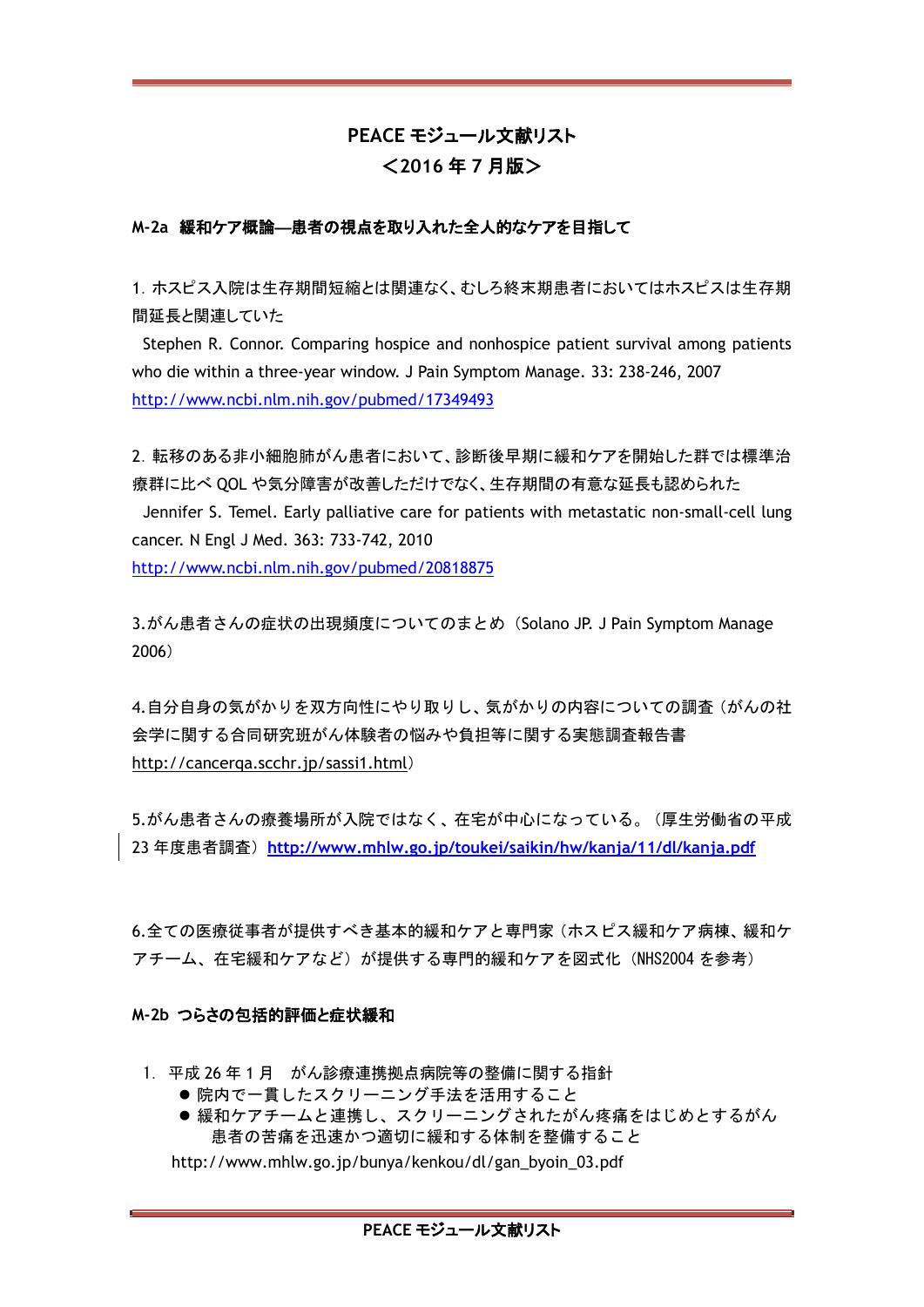# PEACE モジュール文献リスト
# ＜2016 年 7 月版＞

## M-2a 緩和ケア概論―患者の視点を取り入れた全人的なケアを目指して

1. ホスピス入院は生存期間短縮とは関連なく、むしろ終末期患者においてはホスピスは生存期間延長と関連していた

Stephen R. Connor. Comparing hospice and nonhospice patient survival among patients who die within a three-year window. J Pain Symptom Manage. 33: 238-246, 2007
http://www.ncbi.nlm.nih.gov/pubmed/17349493

2. 転移のある非小細胞肺がん患者において、診断後早期に緩和ケアを開始した群では標準治療群に比べ QOL や気分障害が改善しただけでなく、生存期間の有意な延長も認められた

Jennifer S. Temel. Early palliative care for patients with metastatic non-small-cell lung cancer. N Engl J Med. 363: 733-742, 2010
http://www.ncbi.nlm.nih.gov/pubmed/20818875

3.がん患者さんの症状の出現頻度についてのまとめ（Solano JP. J Pain Symptom Manage 2006）

4.自分自身の気がかりを双方向性にやり取りし、気がかりの内容についての調査（がんの社会学に関する合同研究班がん体験者の悩みや負担等に関する実態調査報告書 http://cancerqa.scchr.jp/sassi1.html）

5.がん患者さんの療養場所が入院ではなく、在宅が中心になっている。（厚生労働省の平成 23 年度患者調査）**http://www.mhlw.go.jp/toukei/saikin/hw/kanja/11/dl/kanja.pdf**

6.全ての医療従事者が提供すべき基本的緩和ケアと専門家（ホスピス緩和ケア病棟、緩和ケアチーム、在宅緩和ケアなど）が提供する専門的緩和ケアを図式化（NHS2004 を参考）

## M-2b つらさの包括的評価と症状緩和

1. 平成 26 年 1 月　がん診療連携拠点病院等の整備に関する指針
   - 院内で一貫したスクリーニング手法を活用すること
   - 緩和ケアチームと連携し、スクリーニングされたがん疼痛をはじめとするがん患者の苦痛を迅速かつ適切に緩和する体制を整備すること

   http://www.mhlw.go.jp/bunya/kenkou/dl/gan_byoin_03.pdf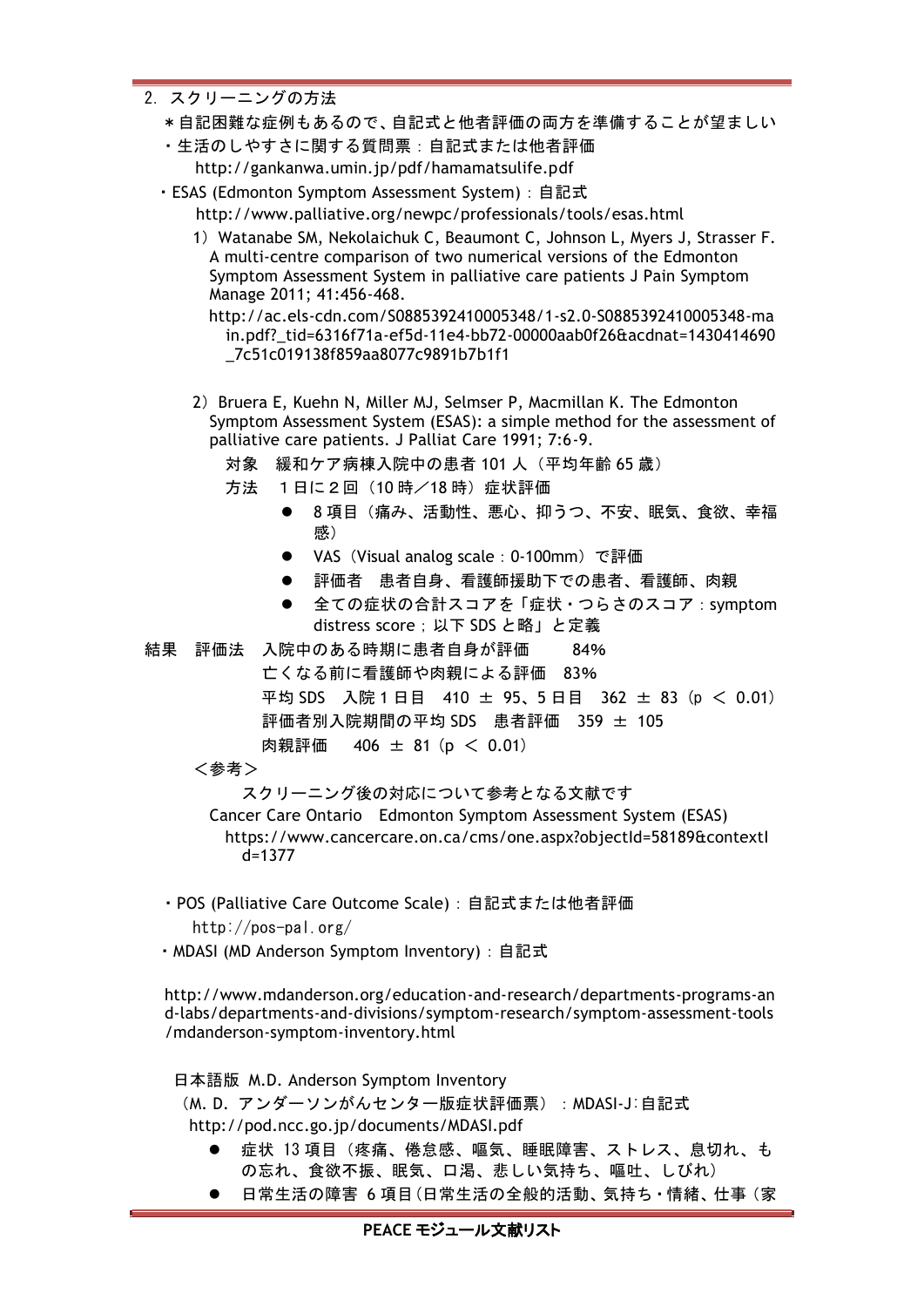2. スクリーニングの方法

＊自記困難な症例もあるので、自記式と他者評価の両方を準備することが望ましい

・生活のしやすさに関する質問票：自記式または他者評価

http://gankanwa.umin.jp/pdf/hamamatsulife.pdf

・ESAS (Edmonton Symptom Assessment System)：自記式

http://www.palliative.org/newpc/professionals/tools/esas.html

1）Watanabe SM, Nekolaichuk C, Beaumont C, Johnson L, Myers J, Strasser F. A multi-centre comparison of two numerical versions of the Edmonton Symptom Assessment System in palliative care patients J Pain Symptom Manage 2011; 41:456-468.

http://ac.els-cdn.com/S0885392410005348/1-s2.0-S0885392410005348-main.pdf?_tid=6316f71a-ef5d-11e4-bb72-00000aab0f26&acdnat=1430414690_7c51c019138f859aa8077c9891b7b1f1

2）Bruera E, Kuehn N, Miller MJ, Selmser P, Macmillan K. The Edmonton Symptom Assessment System (ESAS): a simple method for the assessment of palliative care patients. J Palliat Care 1991; 7:6-9.

対象　緩和ケア病棟入院中の患者 101 人（平均年齢 65 歳）

方法　１日に２回（10 時／18 時）症状評価

- 8 項目（痛み、活動性、悪心、抑うつ、不安、眠気、食欲、幸福感）
- VAS（Visual analog scale：0-100mm）で評価
- 評価者　患者自身、看護師援助下での患者、看護師、肉親
- 全ての症状の合計スコアを「症状・つらさのスコア：symptom distress score；以下 SDS と略」と定義

結果　評価法　入院中のある時期に患者自身が評価　　84%

亡くなる前に看護師や肉親による評価　83%

平均 SDS　入院 1 日目　410 ± 95、5 日目　362 ± 83（$p < 0.01$）

評価者別入院期間の平均 SDS　患者評価　359 ± 105

肉親評価　406 ± 81（$p < 0.01$）

＜参考＞

スクリーニング後の対応について参考となる文献です

Cancer Care Ontario　Edmonton Symptom Assessment System (ESAS)

https://www.cancercare.on.ca/cms/one.aspx?objectId=58189&contextId=1377

・POS (Palliative Care Outcome Scale)：自記式または他者評価

http://pos-pal.org/

・MDASI (MD Anderson Symptom Inventory)：自記式

http://www.mdanderson.org/education-and-research/departments-programs-and-labs/departments-and-divisions/symptom-research/symptom-assessment-tools/mdanderson-symptom-inventory.html

日本語版 M.D. Anderson Symptom Inventory

（M. D. アンダーソンがんセンター版症状評価票）：MDASI-J：自記式

http://pod.ncc.go.jp/documents/MDASI.pdf

- 症状 13 項目（疼痛、倦怠感、嘔気、睡眠障害、ストレス、息切れ、もの忘れ、食欲不振、眠気、口渇、悲しい気持ち、嘔吐、しびれ）
- 日常生活の障害 6 項目（日常生活の全般的活動、気持ち・情緒、仕事（家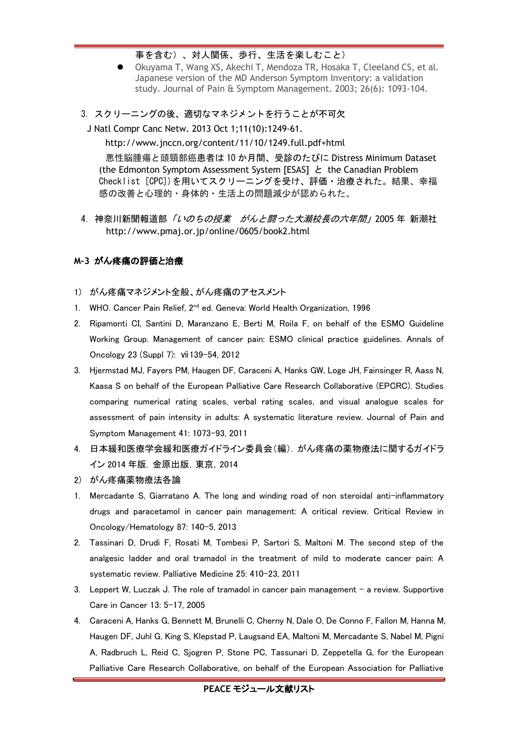事を含む）、対人関係、歩行、生活を楽しむこと）

- Okuyama T, Wang XS, Akechi T, Mendoza TR, Hosaka T, Cleeland CS, et al. Japanese version of the MD Anderson Symptom Inventory: a validation study. Journal of Pain & Symptom Management. 2003; 26(6): 1093-104.

3. スクリーニングの後、適切なマネジメントを行うことが不可欠

J Natl Compr Canc Netw. 2013 Oct 1;11(10):1249-61.

http://www.jnccn.org/content/11/10/1249.full.pdf+html

悪性脳腫瘍と頭頸部癌患者は 10 か月間、受診のたびに Distress Minimum Dataset (the Edmonton Symptom Assessment System [ESAS] と the Canadian Problem Checklist [CPC])を用いてスクリーニングを受け、評価・治療された。結果、幸福感の改善と心理的・身体的・生活上の問題減少が認められた。

4. 神奈川新聞報道部 *「いのちの授業　がんと闘った大瀬校長の六年間」* 2005 年 新潮社 http://www.pmaj.or.jp/online/0605/book2.html

## M-3 がん疼痛の評価と治療

1) がん疼痛マネジメント全般、がん疼痛のアセスメント

1. WHO. Cancer Pain Relief, 2nd ed. Geneva: World Health Organization, 1996
2. Ripamonti CI, Santini D, Maranzano E, Berti M, Roila F, on behalf of the ESMO Guideline Working Group. Management of cancer pain: ESMO clinical practice guidelines. Annals of Oncology 23 (Suppl 7): vii139-54, 2012
3. Hjermstad MJ, Fayers PM, Haugen DF, Caraceni A, Hanks GW, Loge JH, Fainsinger R, Aass N, Kaasa S on behalf of the European Palliative Care Research Collaborative (EPCRC). Studies comparing numerical rating scales, verbal rating scales, and visual analogue scales for assessment of pain intensity in adults: A systematic literature review. Journal of Pain and Symptom Management 41: 1073-93, 2011
4. 日本緩和医療学会緩和医療ガイドライン委員会(編). がん疼痛の薬物療法に関するガイドライン 2014 年版. 金原出版, 東京, 2014

2) がん疼痛薬物療法各論

1. Mercadante S, Giarratano A. The long and winding road of non steroidal anti-inflammatory drugs and paracetamol in cancer pain management: A critical review. Critical Review in Oncology/Hematology 87: 140-5, 2013
2. Tassinari D, Drudi F, Rosati M, Tombesi P, Sartori S, Maltoni M. The second step of the analgesic ladder and oral tramadol in the treatment of mild to moderate cancer pain: A systematic review. Palliative Medicine 25: 410-23, 2011
3. Leppert W, Luczak J. The role of tramadol in cancer pain management – a review. Supportive Care in Cancer 13: 5-17, 2005
4. Caraceni A, Hanks G, Bennett M, Brunelli C, Cherny N, Dale O, De Conno F, Fallon M, Hanna M, Haugen DF, Juhl G, King S, Klepstad P, Laugsand EA, Maltoni M, Mercadante S, Nabel M, Pigni A, Radbruch L, Reid C, Sjogren P, Stone PC, Tassunari D, Zeppetella G, for the European Palliative Care Research Collaborative, on behalf of the European Association for Palliative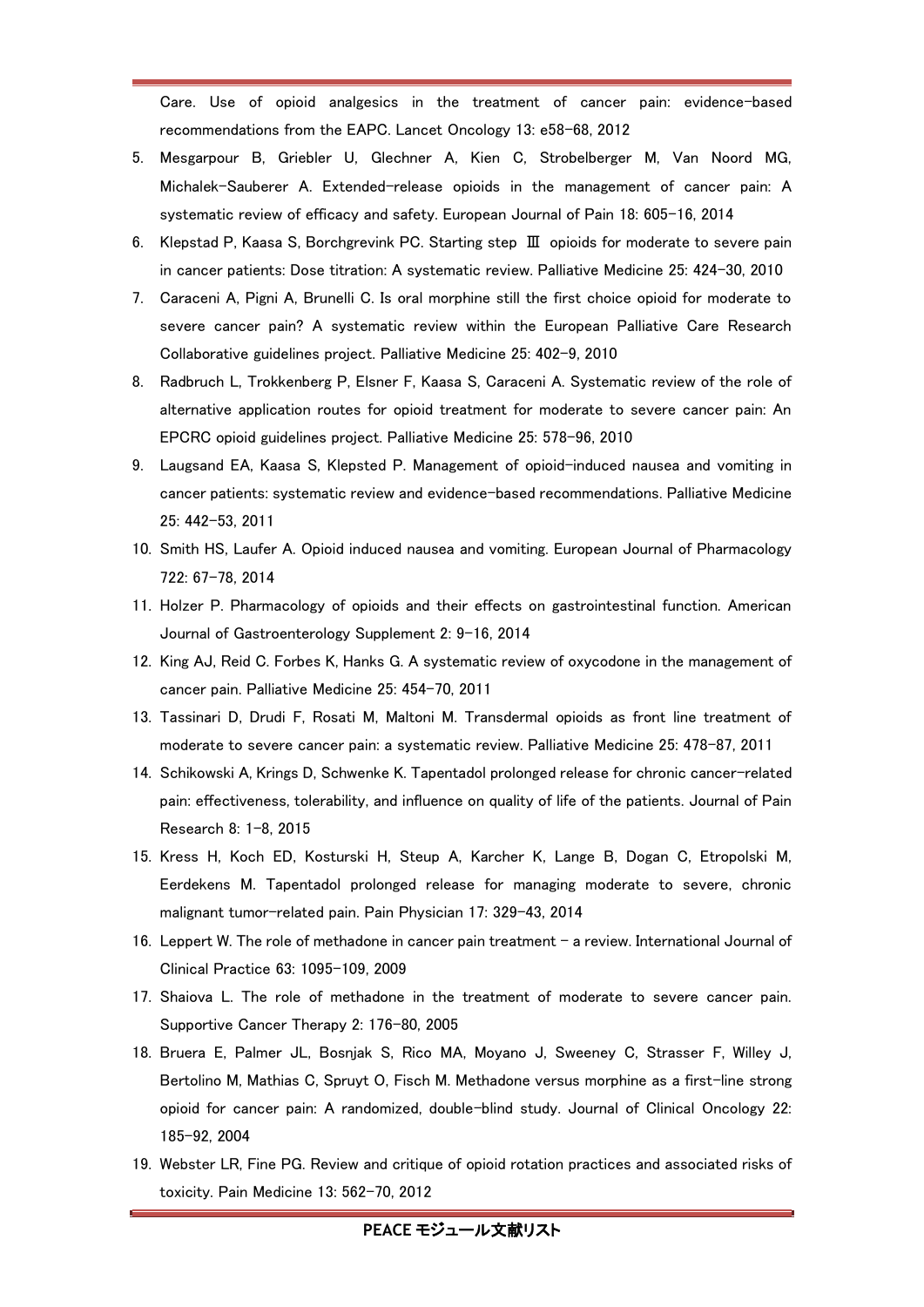Care. Use of opioid analgesics in the treatment of cancer pain: evidence-based recommendations from the EAPC. Lancet Oncology 13: e58-68, 2012

5. Mesgarpour B, Griebler U, Glechner A, Kien C, Strobelberger M, Van Noord MG, Michalek-Sauberer A. Extended-release opioids in the management of cancer pain: A systematic review of efficacy and safety. European Journal of Pain 18: 605-16, 2014
6. Klepstad P, Kaasa S, Borchgrevink PC. Starting step Ⅲ opioids for moderate to severe pain in cancer patients: Dose titration: A systematic review. Palliative Medicine 25: 424-30, 2010
7. Caraceni A, Pigni A, Brunelli C. Is oral morphine still the first choice opioid for moderate to severe cancer pain? A systematic review within the European Palliative Care Research Collaborative guidelines project. Palliative Medicine 25: 402-9, 2010
8. Radbruch L, Trokkenberg P, Elsner F, Kaasa S, Caraceni A. Systematic review of the role of alternative application routes for opioid treatment for moderate to severe cancer pain: An EPCRC opioid guidelines project. Palliative Medicine 25: 578-96, 2010
9. Laugsand EA, Kaasa S, Klepsted P. Management of opioid-induced nausea and vomiting in cancer patients: systematic review and evidence-based recommendations. Palliative Medicine 25: 442-53, 2011
10. Smith HS, Laufer A. Opioid induced nausea and vomiting. European Journal of Pharmacology 722: 67-78, 2014
11. Holzer P. Pharmacology of opioids and their effects on gastrointestinal function. American Journal of Gastroenterology Supplement 2: 9-16, 2014
12. King AJ, Reid C. Forbes K, Hanks G. A systematic review of oxycodone in the management of cancer pain. Palliative Medicine 25: 454-70, 2011
13. Tassinari D, Drudi F, Rosati M, Maltoni M. Transdermal opioids as front line treatment of moderate to severe cancer pain: a systematic review. Palliative Medicine 25: 478-87, 2011
14. Schikowski A, Krings D, Schwenke K. Tapentadol prolonged release for chronic cancer-related pain: effectiveness, tolerability, and influence on quality of life of the patients. Journal of Pain Research 8: 1-8, 2015
15. Kress H, Koch ED, Kosturski H, Steup A, Karcher K, Lange B, Dogan C, Etropolski M, Eerdekens M. Tapentadol prolonged release for managing moderate to severe, chronic malignant tumor-related pain. Pain Physician 17: 329-43, 2014
16. Leppert W. The role of methadone in cancer pain treatment – a review. International Journal of Clinical Practice 63: 1095-109, 2009
17. Shaiova L. The role of methadone in the treatment of moderate to severe cancer pain. Supportive Cancer Therapy 2: 176-80, 2005
18. Bruera E, Palmer JL, Bosnjak S, Rico MA, Moyano J, Sweeney C, Strasser F, Willey J, Bertolino M, Mathias C, Spruyt O, Fisch M. Methadone versus morphine as a first-line strong opioid for cancer pain: A randomized, double-blind study. Journal of Clinical Oncology 22: 185-92, 2004
19. Webster LR, Fine PG. Review and critique of opioid rotation practices and associated risks of toxicity. Pain Medicine 13: 562-70, 2012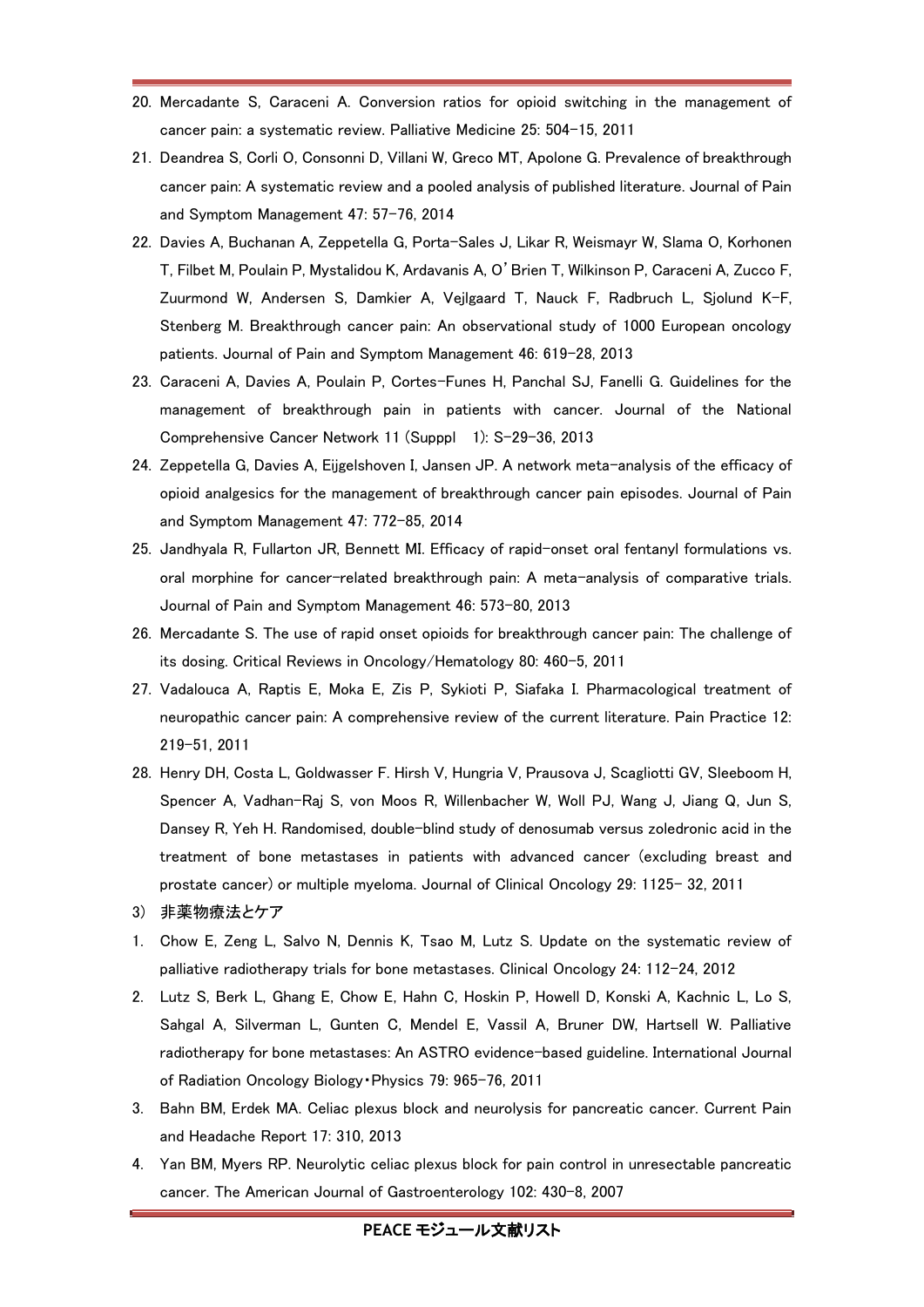20. Mercadante S, Caraceni A. Conversion ratios for opioid switching in the management of cancer pain: a systematic review. Palliative Medicine 25: 504–15, 2011
21. Deandrea S, Corli O, Consonni D, Villani W, Greco MT, Apolone G. Prevalence of breakthrough cancer pain: A systematic review and a pooled analysis of published literature. Journal of Pain and Symptom Management 47: 57–76, 2014
22. Davies A, Buchanan A, Zeppetella G, Porta-Sales J, Likar R, Weismayr W, Slama O, Korhonen T, Filbet M, Poulain P, Mystalidou K, Ardavanis A, O'Brien T, Wilkinson P, Caraceni A, Zucco F, Zuurmond W, Andersen S, Damkier A, Vejlgaard T, Nauck F, Radbruch L, Sjolund K-F, Stenberg M. Breakthrough cancer pain: An observational study of 1000 European oncology patients. Journal of Pain and Symptom Management 46: 619–28, 2013
23. Caraceni A, Davies A, Poulain P, Cortes-Funes H, Panchal SJ, Fanelli G. Guidelines for the management of breakthrough pain in patients with cancer. Journal of the National Comprehensive Cancer Network 11 (Supppl 1): S-29–36, 2013
24. Zeppetella G, Davies A, Eijgelshoven I, Jansen JP. A network meta-analysis of the efficacy of opioid analgesics for the management of breakthrough cancer pain episodes. Journal of Pain and Symptom Management 47: 772–85, 2014
25. Jandhyala R, Fullarton JR, Bennett MI. Efficacy of rapid-onset oral fentanyl formulations vs. oral morphine for cancer-related breakthrough pain: A meta-analysis of comparative trials. Journal of Pain and Symptom Management 46: 573–80, 2013
26. Mercadante S. The use of rapid onset opioids for breakthrough cancer pain: The challenge of its dosing. Critical Reviews in Oncology/Hematology 80: 460–5, 2011
27. Vadalouca A, Raptis E, Moka E, Zis P, Sykioti P, Siafaka I. Pharmacological treatment of neuropathic cancer pain: A comprehensive review of the current literature. Pain Practice 12: 219–51, 2011
28. Henry DH, Costa L, Goldwasser F. Hirsh V, Hungria V, Prausova J, Scagliotti GV, Sleeboom H, Spencer A, Vadhan-Raj S, von Moos R, Willenbacher W, Woll PJ, Wang J, Jiang Q, Jun S, Dansey R, Yeh H. Randomised, double-blind study of denosumab versus zoledronic acid in the treatment of bone metastases in patients with advanced cancer (excluding breast and prostate cancer) or multiple myeloma. Journal of Clinical Oncology 29: 1125– 32, 2011

3) 非薬物療法とケア

1. Chow E, Zeng L, Salvo N, Dennis K, Tsao M, Lutz S. Update on the systematic review of palliative radiotherapy trials for bone metastases. Clinical Oncology 24: 112–24, 2012
2. Lutz S, Berk L, Ghang E, Chow E, Hahn C, Hoskin P, Howell D, Konski A, Kachnic L, Lo S, Sahgal A, Silverman L, Gunten C, Mendel E, Vassil A, Bruner DW, Hartsell W. Palliative radiotherapy for bone metastases: An ASTRO evidence-based guideline. International Journal of Radiation Oncology Biology・Physics 79: 965–76, 2011
3. Bahn BM, Erdek MA. Celiac plexus block and neurolysis for pancreatic cancer. Current Pain and Headache Report 17: 310, 2013
4. Yan BM, Myers RP. Neurolytic celiac plexus block for pain control in unresectable pancreatic cancer. The American Journal of Gastroenterology 102: 430–8, 2007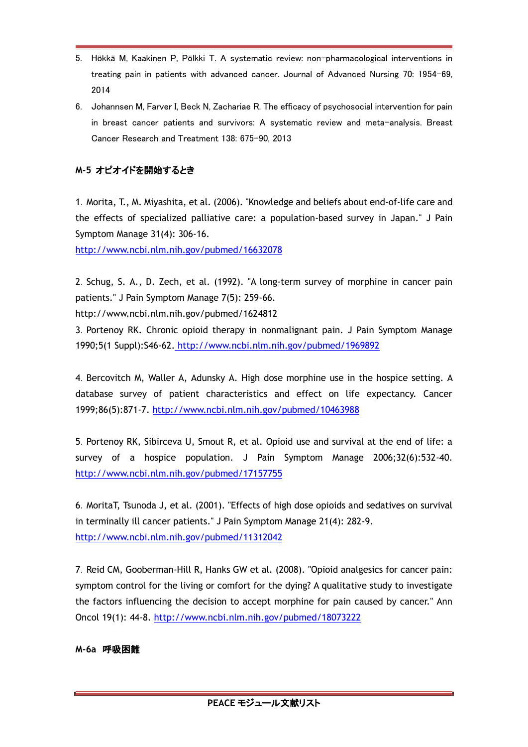5. Hökkä M, Kaakinen P, Pölkki T. A systematic review: non–pharmacological interventions in treating pain in patients with advanced cancer. Journal of Advanced Nursing 70: 1954–69, 2014

6. Johannsen M, Farver I, Beck N, Zachariae R. The efficacy of psychosocial intervention for pain in breast cancer patients and survivors: A systematic review and meta–analysis. Breast Cancer Research and Treatment 138: 675–90, 2013

### M-5 オピオイドを開始するとき

1. Morita, T., M. Miyashita, et al. (2006). "Knowledge and beliefs about end-of-life care and the effects of specialized palliative care: a population-based survey in Japan." J Pain Symptom Manage 31(4): 306-16.
http://www.ncbi.nlm.nih.gov/pubmed/16632078

2. Schug, S. A., D. Zech, et al. (1992). "A long-term survey of morphine in cancer pain patients." J Pain Symptom Manage 7(5): 259-66.
http://www.ncbi.nlm.nih.gov/pubmed/1624812

3. Portenoy RK. Chronic opioid therapy in nonmalignant pain. J Pain Symptom Manage 1990;5(1 Suppl):S46-62. http://www.ncbi.nlm.nih.gov/pubmed/1969892

4. Bercovitch M, Waller A, Adunsky A. High dose morphine use in the hospice setting. A database survey of patient characteristics and effect on life expectancy. Cancer 1999;86(5):871-7. http://www.ncbi.nlm.nih.gov/pubmed/10463988

5. Portenoy RK, Sibirceva U, Smout R, et al. Opioid use and survival at the end of life: a survey of a hospice population. J Pain Symptom Manage 2006;32(6):532-40. http://www.ncbi.nlm.nih.gov/pubmed/17157755

6. MoritaT, Tsunoda J, et al. (2001). "Effects of high dose opioids and sedatives on survival in terminally ill cancer patients." J Pain Symptom Manage 21(4): 282-9.
http://www.ncbi.nlm.nih.gov/pubmed/11312042

7. Reid CM, Gooberman-Hill R, Hanks GW et al. (2008). "Opioid analgesics for cancer pain: symptom control for the living or comfort for the dying? A qualitative study to investigate the factors influencing the decision to accept morphine for pain caused by cancer." Ann Oncol 19(1): 44-8. http://www.ncbi.nlm.nih.gov/pubmed/18073222

### M-6a 呼吸困難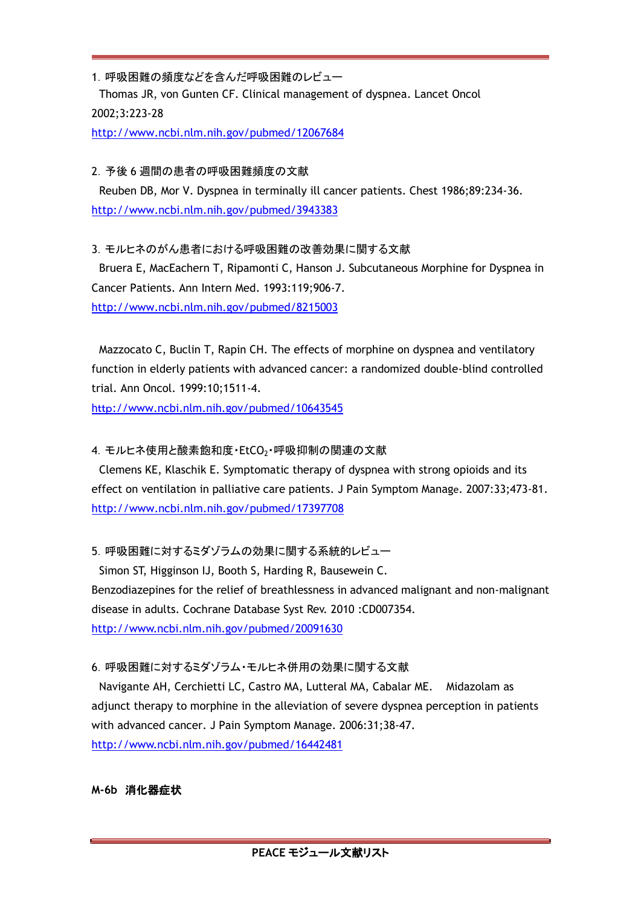1. 呼吸困難の頻度などを含んだ呼吸困難のレビュー

Thomas JR, von Gunten CF. Clinical management of dyspnea. Lancet Oncol 2002;3:223-28

http://www.ncbi.nlm.nih.gov/pubmed/12067684

2. 予後 6 週間の患者の呼吸困難頻度の文献

Reuben DB, Mor V. Dyspnea in terminally ill cancer patients. Chest 1986;89:234-36.

http://www.ncbi.nlm.nih.gov/pubmed/3943383

3. モルヒネのがん患者における呼吸困難の改善効果に関する文献

Bruera E, MacEachern T, Ripamonti C, Hanson J. Subcutaneous Morphine for Dyspnea in Cancer Patients. Ann Intern Med. 1993:119;906-7.

http://www.ncbi.nlm.nih.gov/pubmed/8215003

Mazzocato C, Buclin T, Rapin CH. The effects of morphine on dyspnea and ventilatory function in elderly patients with advanced cancer: a randomized double-blind controlled trial. Ann Oncol. 1999:10;1511-4.

http://www.ncbi.nlm.nih.gov/pubmed/10643545

4. モルヒネ使用と酸素飽和度・$EtCO_2$・呼吸抑制の関連の文献

Clemens KE, Klaschik E. Symptomatic therapy of dyspnea with strong opioids and its effect on ventilation in palliative care patients. J Pain Symptom Manage. 2007:33;473-81.

http://www.ncbi.nlm.nih.gov/pubmed/17397708

5. 呼吸困難に対するミダゾラムの効果に関する系統的レビュー

Simon ST, Higginson IJ, Booth S, Harding R, Bausewein C. Benzodiazepines for the relief of breathlessness in advanced malignant and non-malignant disease in adults. Cochrane Database Syst Rev. 2010 :CD007354.

http://www.ncbi.nlm.nih.gov/pubmed/20091630

6. 呼吸困難に対するミダゾラム・モルヒネ併用の効果に関する文献

Navigante AH, Cerchietti LC, Castro MA, Lutteral MA, Cabalar ME. Midazolam as adjunct therapy to morphine in the alleviation of severe dyspnea perception in patients with advanced cancer. J Pain Symptom Manage. 2006:31;38-47.

http://www.ncbi.nlm.nih.gov/pubmed/16442481

**M-6b 消化器症状**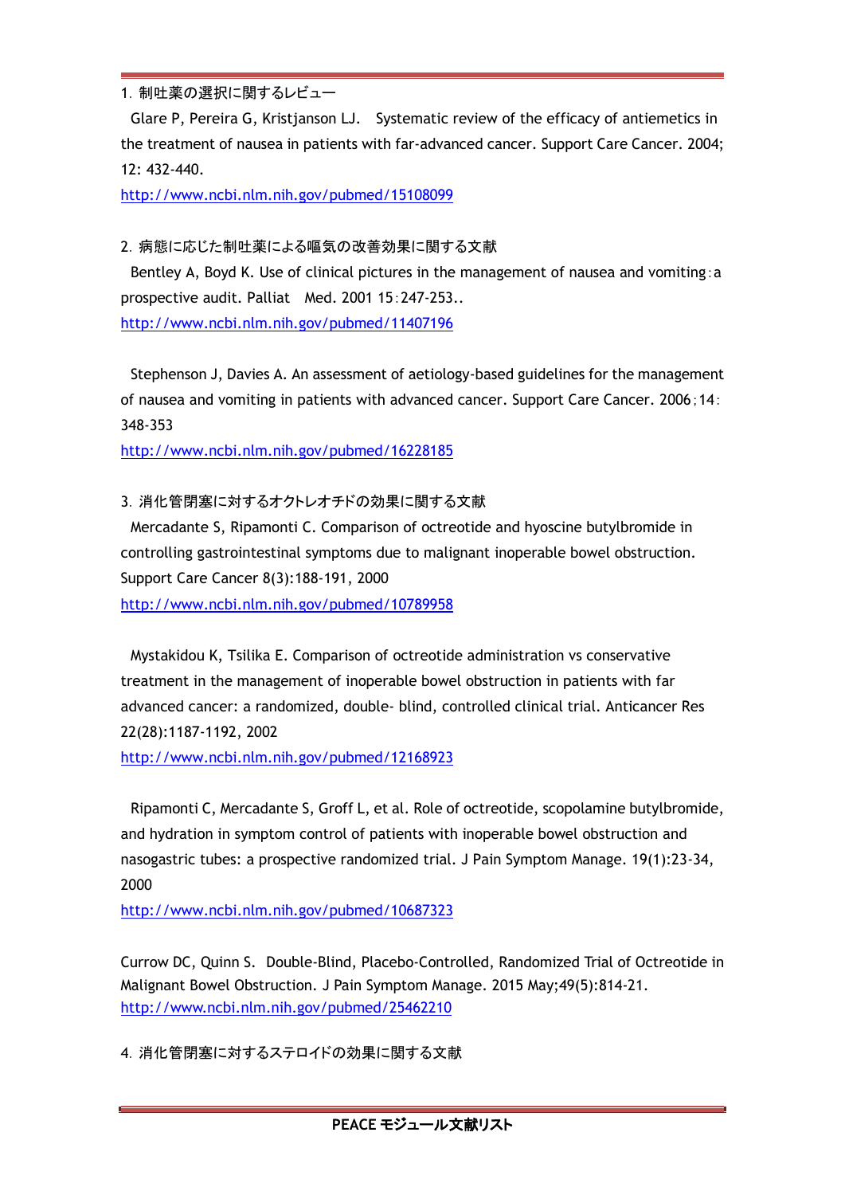1. 制吐薬の選択に関するレビュー

Glare P, Pereira G, Kristjanson LJ. Systematic review of the efficacy of antiemetics in the treatment of nausea in patients with far-advanced cancer. Support Care Cancer. 2004; 12: 432-440.

http://www.ncbi.nlm.nih.gov/pubmed/15108099

2. 病態に応じた制吐薬による嘔気の改善効果に関する文献

Bentley A, Boyd K. Use of clinical pictures in the management of nausea and vomiting：a prospective audit. Palliat Med. 2001 15：247-253..

http://www.ncbi.nlm.nih.gov/pubmed/11407196

Stephenson J, Davies A. An assessment of aetiology-based guidelines for the management of nausea and vomiting in patients with advanced cancer. Support Care Cancer. 2006；14：348-353

http://www.ncbi.nlm.nih.gov/pubmed/16228185

3. 消化管閉塞に対するオクトレオチドの効果に関する文献

Mercadante S, Ripamonti C. Comparison of octreotide and hyoscine butylbromide in controlling gastrointestinal symptoms due to malignant inoperable bowel obstruction. Support Care Cancer 8(3):188-191, 2000

http://www.ncbi.nlm.nih.gov/pubmed/10789958

Mystakidou K, Tsilika E. Comparison of octreotide administration vs conservative treatment in the management of inoperable bowel obstruction in patients with far advanced cancer: a randomized, double- blind, controlled clinical trial. Anticancer Res 22(28):1187-1192, 2002

http://www.ncbi.nlm.nih.gov/pubmed/12168923

Ripamonti C, Mercadante S, Groff L, et al. Role of octreotide, scopolamine butylbromide, and hydration in symptom control of patients with inoperable bowel obstruction and nasogastric tubes: a prospective randomized trial. J Pain Symptom Manage. 19(1):23-34, 2000

http://www.ncbi.nlm.nih.gov/pubmed/10687323

Currow DC, Quinn S. Double-Blind, Placebo-Controlled, Randomized Trial of Octreotide in Malignant Bowel Obstruction. J Pain Symptom Manage. 2015 May;49(5):814-21.

http://www.ncbi.nlm.nih.gov/pubmed/25462210

4. 消化管閉塞に対するステロイドの効果に関する文献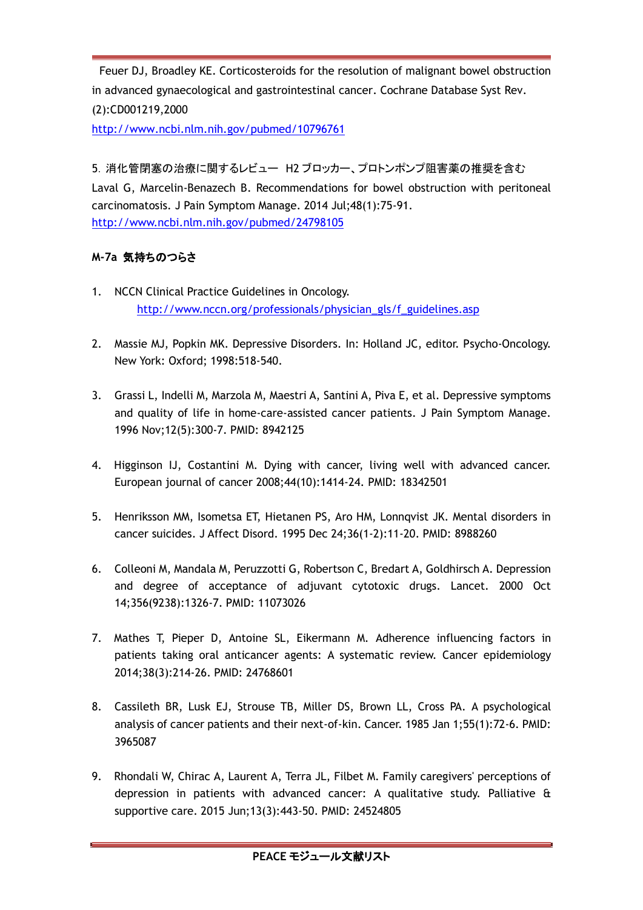Feuer DJ, Broadley KE. Corticosteroids for the resolution of malignant bowel obstruction in advanced gynaecological and gastrointestinal cancer. Cochrane Database Syst Rev. (2):CD001219,2000
http://www.ncbi.nlm.nih.gov/pubmed/10796761

5. 消化管閉塞の治療に関するレビュー H2 ブロッカー、プロトンポンプ阻害薬の推奨を含む
Laval G, Marcelin-Benazech B. Recommendations for bowel obstruction with peritoneal carcinomatosis. J Pain Symptom Manage. 2014 Jul;48(1):75-91.
http://www.ncbi.nlm.nih.gov/pubmed/24798105

**M-7a 気持ちのつらさ**

1. NCCN Clinical Practice Guidelines in Oncology.
   http://www.nccn.org/professionals/physician_gls/f_guidelines.asp

2. Massie MJ, Popkin MK. Depressive Disorders. In: Holland JC, editor. Psycho-Oncology. New York: Oxford; 1998:518-540.

3. Grassi L, Indelli M, Marzola M, Maestri A, Santini A, Piva E, et al. Depressive symptoms and quality of life in home-care-assisted cancer patients. J Pain Symptom Manage. 1996 Nov;12(5):300-7. PMID: 8942125

4. Higginson IJ, Costantini M. Dying with cancer, living well with advanced cancer. European journal of cancer 2008;44(10):1414-24. PMID: 18342501

5. Henriksson MM, Isometsa ET, Hietanen PS, Aro HM, Lonnqvist JK. Mental disorders in cancer suicides. J Affect Disord. 1995 Dec 24;36(1-2):11-20. PMID: 8988260

6. Colleoni M, Mandala M, Peruzzotti G, Robertson C, Bredart A, Goldhirsch A. Depression and degree of acceptance of adjuvant cytotoxic drugs. Lancet. 2000 Oct 14;356(9238):1326-7. PMID: 11073026

7. Mathes T, Pieper D, Antoine SL, Eikermann M. Adherence influencing factors in patients taking oral anticancer agents: A systematic review. Cancer epidemiology 2014;38(3):214-26. PMID: 24768601

8. Cassileth BR, Lusk EJ, Strouse TB, Miller DS, Brown LL, Cross PA. A psychological analysis of cancer patients and their next-of-kin. Cancer. 1985 Jan 1;55(1):72-6. PMID: 3965087

9. Rhondali W, Chirac A, Laurent A, Terra JL, Filbet M. Family caregivers' perceptions of depression in patients with advanced cancer: A qualitative study. Palliative & supportive care. 2015 Jun;13(3):443-50. PMID: 24524805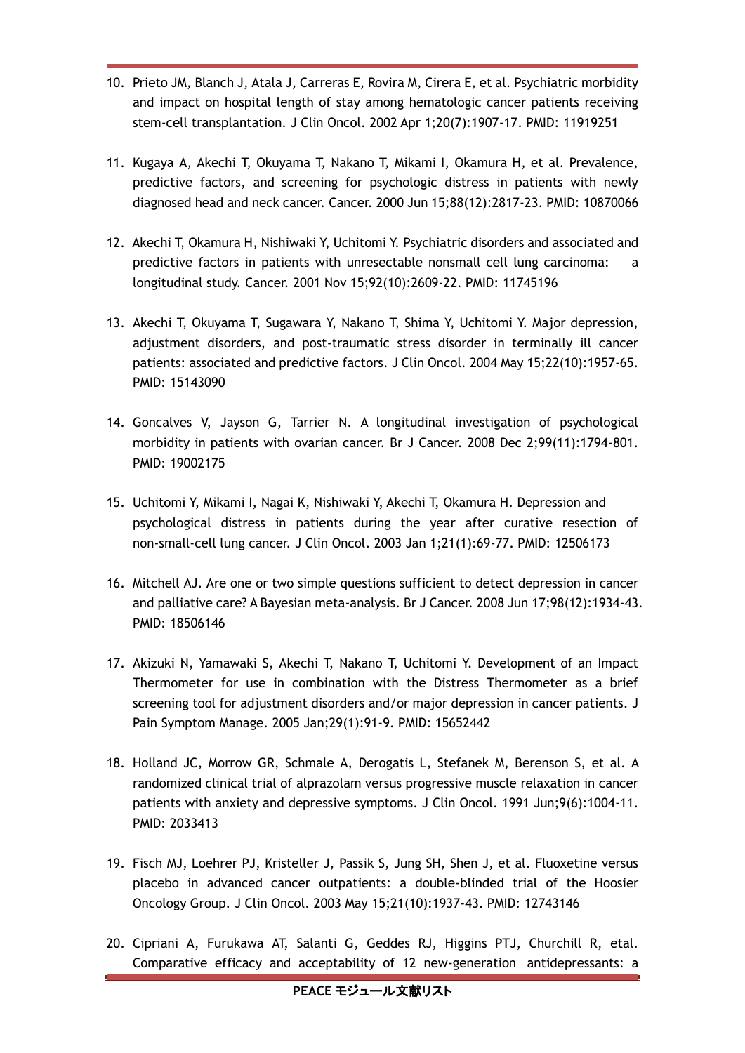10. Prieto JM, Blanch J, Atala J, Carreras E, Rovira M, Cirera E, et al. Psychiatric morbidity and impact on hospital length of stay among hematologic cancer patients receiving stem-cell transplantation. J Clin Oncol. 2002 Apr 1;20(7):1907-17. PMID: 11919251

11. Kugaya A, Akechi T, Okuyama T, Nakano T, Mikami I, Okamura H, et al. Prevalence, predictive factors, and screening for psychologic distress in patients with newly diagnosed head and neck cancer. Cancer. 2000 Jun 15;88(12):2817-23. PMID: 10870066

12. Akechi T, Okamura H, Nishiwaki Y, Uchitomi Y. Psychiatric disorders and associated and predictive factors in patients with unresectable nonsmall cell lung carcinoma: a longitudinal study. Cancer. 2001 Nov 15;92(10):2609-22. PMID: 11745196

13. Akechi T, Okuyama T, Sugawara Y, Nakano T, Shima Y, Uchitomi Y. Major depression, adjustment disorders, and post-traumatic stress disorder in terminally ill cancer patients: associated and predictive factors. J Clin Oncol. 2004 May 15;22(10):1957-65. PMID: 15143090

14. Goncalves V, Jayson G, Tarrier N. A longitudinal investigation of psychological morbidity in patients with ovarian cancer. Br J Cancer. 2008 Dec 2;99(11):1794-801. PMID: 19002175

15. Uchitomi Y, Mikami I, Nagai K, Nishiwaki Y, Akechi T, Okamura H. Depression and psychological distress in patients during the year after curative resection of non-small-cell lung cancer. J Clin Oncol. 2003 Jan 1;21(1):69-77. PMID: 12506173

16. Mitchell AJ. Are one or two simple questions sufficient to detect depression in cancer and palliative care? A Bayesian meta-analysis. Br J Cancer. 2008 Jun 17;98(12):1934-43. PMID: 18506146

17. Akizuki N, Yamawaki S, Akechi T, Nakano T, Uchitomi Y. Development of an Impact Thermometer for use in combination with the Distress Thermometer as a brief screening tool for adjustment disorders and/or major depression in cancer patients. J Pain Symptom Manage. 2005 Jan;29(1):91-9. PMID: 15652442

18. Holland JC, Morrow GR, Schmale A, Derogatis L, Stefanek M, Berenson S, et al. A randomized clinical trial of alprazolam versus progressive muscle relaxation in cancer patients with anxiety and depressive symptoms. J Clin Oncol. 1991 Jun;9(6):1004-11. PMID: 2033413

19. Fisch MJ, Loehrer PJ, Kristeller J, Passik S, Jung SH, Shen J, et al. Fluoxetine versus placebo in advanced cancer outpatients: a double-blinded trial of the Hoosier Oncology Group. J Clin Oncol. 2003 May 15;21(10):1937-43. PMID: 12743146

20. Cipriani A, Furukawa AT, Salanti G, Geddes RJ, Higgins PTJ, Churchill R, etal. Comparative efficacy and acceptability of 12 new-generation antidepressants: a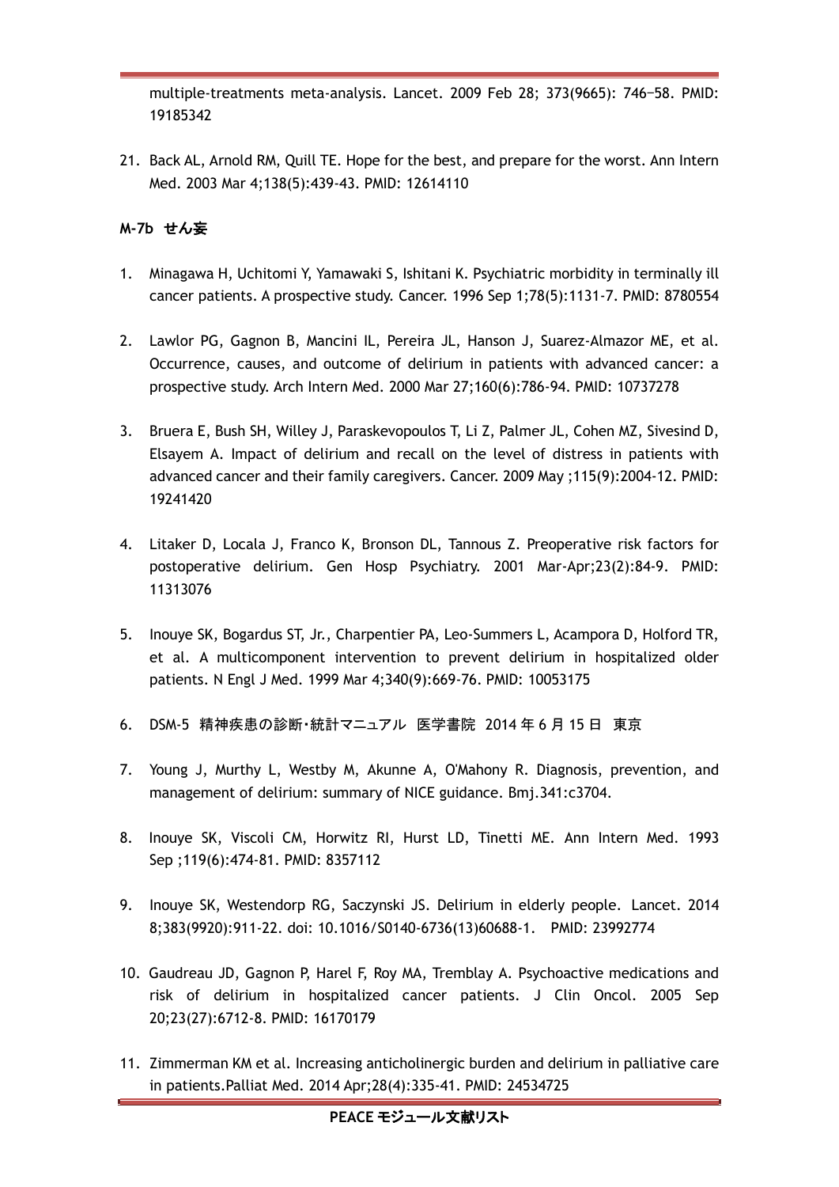multiple-treatments meta-analysis. Lancet. 2009 Feb 28; 373(9665): 746–58. PMID: 19185342

21. Back AL, Arnold RM, Quill TE. Hope for the best, and prepare for the worst. Ann Intern Med. 2003 Mar 4;138(5):439-43. PMID: 12614110

**M-7b せん妄**

1. Minagawa H, Uchitomi Y, Yamawaki S, Ishitani K. Psychiatric morbidity in terminally ill cancer patients. A prospective study. Cancer. 1996 Sep 1;78(5):1131-7. PMID: 8780554

2. Lawlor PG, Gagnon B, Mancini IL, Pereira JL, Hanson J, Suarez-Almazor ME, et al. Occurrence, causes, and outcome of delirium in patients with advanced cancer: a prospective study. Arch Intern Med. 2000 Mar 27;160(6):786-94. PMID: 10737278

3. Bruera E, Bush SH, Willey J, Paraskevopoulos T, Li Z, Palmer JL, Cohen MZ, Sivesind D, Elsayem A. Impact of delirium and recall on the level of distress in patients with advanced cancer and their family caregivers. Cancer. 2009 May ;115(9):2004-12. PMID: 19241420

4. Litaker D, Locala J, Franco K, Bronson DL, Tannous Z. Preoperative risk factors for postoperative delirium. Gen Hosp Psychiatry. 2001 Mar-Apr;23(2):84-9. PMID: 11313076

5. Inouye SK, Bogardus ST, Jr., Charpentier PA, Leo-Summers L, Acampora D, Holford TR, et al. A multicomponent intervention to prevent delirium in hospitalized older patients. N Engl J Med. 1999 Mar 4;340(9):669-76. PMID: 10053175

6. DSM-5 精神疾患の診断・統計マニュアル 医学書院 2014 年 6 月 15 日 東京

7. Young J, Murthy L, Westby M, Akunne A, O'Mahony R. Diagnosis, prevention, and management of delirium: summary of NICE guidance. Bmj.341:c3704.

8. Inouye SK, Viscoli CM, Horwitz RI, Hurst LD, Tinetti ME. Ann Intern Med. 1993 Sep ;119(6):474-81. PMID: 8357112

9. Inouye SK, Westendorp RG, Saczynski JS. Delirium in elderly people. Lancet. 2014 8;383(9920):911-22. doi: 10.1016/S0140-6736(13)60688-1. PMID: 23992774

10. Gaudreau JD, Gagnon P, Harel F, Roy MA, Tremblay A. Psychoactive medications and risk of delirium in hospitalized cancer patients. J Clin Oncol. 2005 Sep 20;23(27):6712-8. PMID: 16170179

11. Zimmerman KM et al. Increasing anticholinergic burden and delirium in palliative care in patients.Palliat Med. 2014 Apr;28(4):335-41. PMID: 24534725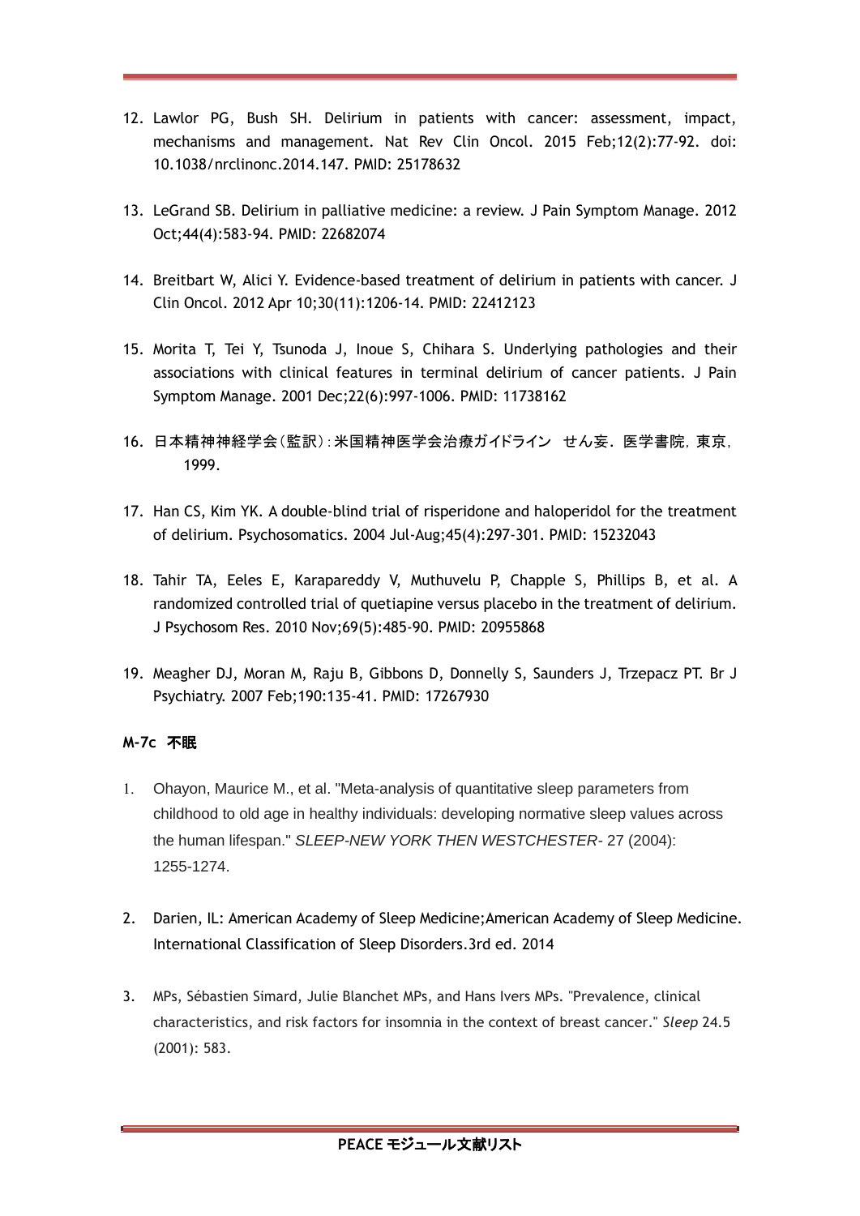12. Lawlor PG, Bush SH. Delirium in patients with cancer: assessment, impact, mechanisms and management. Nat Rev Clin Oncol. 2015 Feb;12(2):77-92. doi: 10.1038/nrclinonc.2014.147. PMID: 25178632

13. LeGrand SB. Delirium in palliative medicine: a review. J Pain Symptom Manage. 2012 Oct;44(4):583-94. PMID: 22682074

14. Breitbart W, Alici Y. Evidence-based treatment of delirium in patients with cancer. J Clin Oncol. 2012 Apr 10;30(11):1206-14. PMID: 22412123

15. Morita T, Tei Y, Tsunoda J, Inoue S, Chihara S. Underlying pathologies and their associations with clinical features in terminal delirium of cancer patients. J Pain Symptom Manage. 2001 Dec;22(6):997-1006. PMID: 11738162

16. 日本精神神経学会(監訳):米国精神医学会治療ガイドライン せん妄. 医学書院, 東京, 1999.

17. Han CS, Kim YK. A double-blind trial of risperidone and haloperidol for the treatment of delirium. Psychosomatics. 2004 Jul-Aug;45(4):297-301. PMID: 15232043

18. Tahir TA, Eeles E, Karapareddy V, Muthuvelu P, Chapple S, Phillips B, et al. A randomized controlled trial of quetiapine versus placebo in the treatment of delirium. J Psychosom Res. 2010 Nov;69(5):485-90. PMID: 20955868

19. Meagher DJ, Moran M, Raju B, Gibbons D, Donnelly S, Saunders J, Trzepacz PT. Br J Psychiatry. 2007 Feb;190:135-41. PMID: 17267930

**M-7c 不眠**

1. Ohayon, Maurice M., et al. "Meta-analysis of quantitative sleep parameters from childhood to old age in healthy individuals: developing normative sleep values across the human lifespan." *SLEEP-NEW YORK THEN WESTCHESTER-* 27 (2004): 1255-1274.

2. Darien, IL: American Academy of Sleep Medicine;American Academy of Sleep Medicine. International Classification of Sleep Disorders.3rd ed. 2014

3. MPs, Sébastien Simard, Julie Blanchet MPs, and Hans Ivers MPs. "Prevalence, clinical characteristics, and risk factors for insomnia in the context of breast cancer." *Sleep* 24.5 (2001): 583.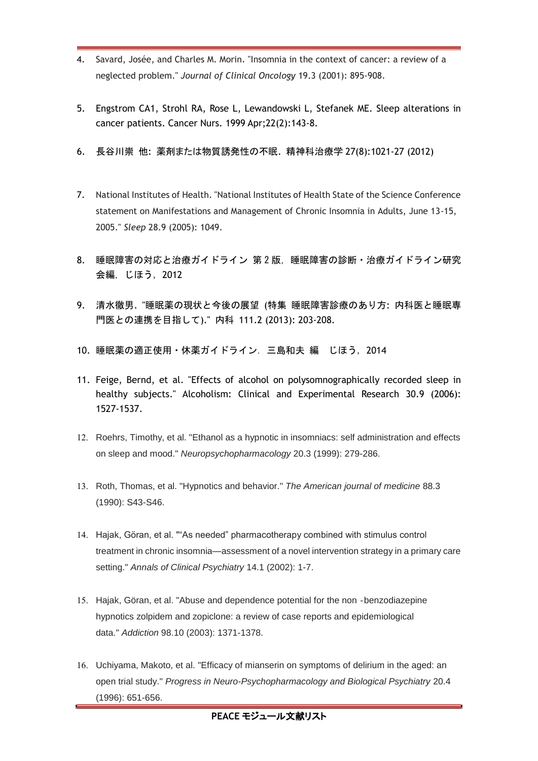4. Savard, Josée, and Charles M. Morin. "Insomnia in the context of cancer: a review of a neglected problem." *Journal of Clinical Oncology* 19.3 (2001): 895-908.

5. Engstrom CA1, Strohl RA, Rose L, Lewandowski L, Stefanek ME. Sleep alterations in cancer patients. Cancer Nurs. 1999 Apr;22(2):143-8.

6. 長谷川崇 他: 薬剤または物質誘発性の不眠. 精神科治療学 27(8):1021-27 (2012)

7. National Institutes of Health. "National Institutes of Health State of the Science Conference statement on Manifestations and Management of Chronic Insomnia in Adults, June 13-15, 2005." *Sleep* 28.9 (2005): 1049.

8. 睡眠障害の対応と治療ガイドライン 第 2 版，睡眠障害の診断・治療ガイドライン研究会編，じほう，2012

9. 清水徹男. "睡眠薬の現状と今後の展望 (特集 睡眠障害診療のあり方: 内科医と睡眠専門医との連携を目指して)." 内科 111.2 (2013): 203-208.

10. 睡眠薬の適正使用・休薬ガイドライン．三島和夫 編　じほう，2014

11. Feige, Bernd, et al. "Effects of alcohol on polysomnographically recorded sleep in healthy subjects." Alcoholism: Clinical and Experimental Research 30.9 (2006): 1527-1537.

12. Roehrs, Timothy, et al. "Ethanol as a hypnotic in insomniacs: self administration and effects on sleep and mood." *Neuropsychopharmacology* 20.3 (1999): 279-286.

13. Roth, Thomas, et al. "Hypnotics and behavior." *The American journal of medicine* 88.3 (1990): S43-S46.

14. Hajak, Göran, et al. ""As needed" pharmacotherapy combined with stimulus control treatment in chronic insomnia—assessment of a novel intervention strategy in a primary care setting." *Annals of Clinical Psychiatry* 14.1 (2002): 1-7.

15. Hajak, Göran, et al. "Abuse and dependence potential for the non -benzodiazepine hypnotics zolpidem and zopiclone: a review of case reports and epidemiological data." *Addiction* 98.10 (2003): 1371-1378.

16. Uchiyama, Makoto, et al. "Efficacy of mianserin on symptoms of delirium in the aged: an open trial study." *Progress in Neuro-Psychopharmacology and Biological Psychiatry* 20.4 (1996): 651-656.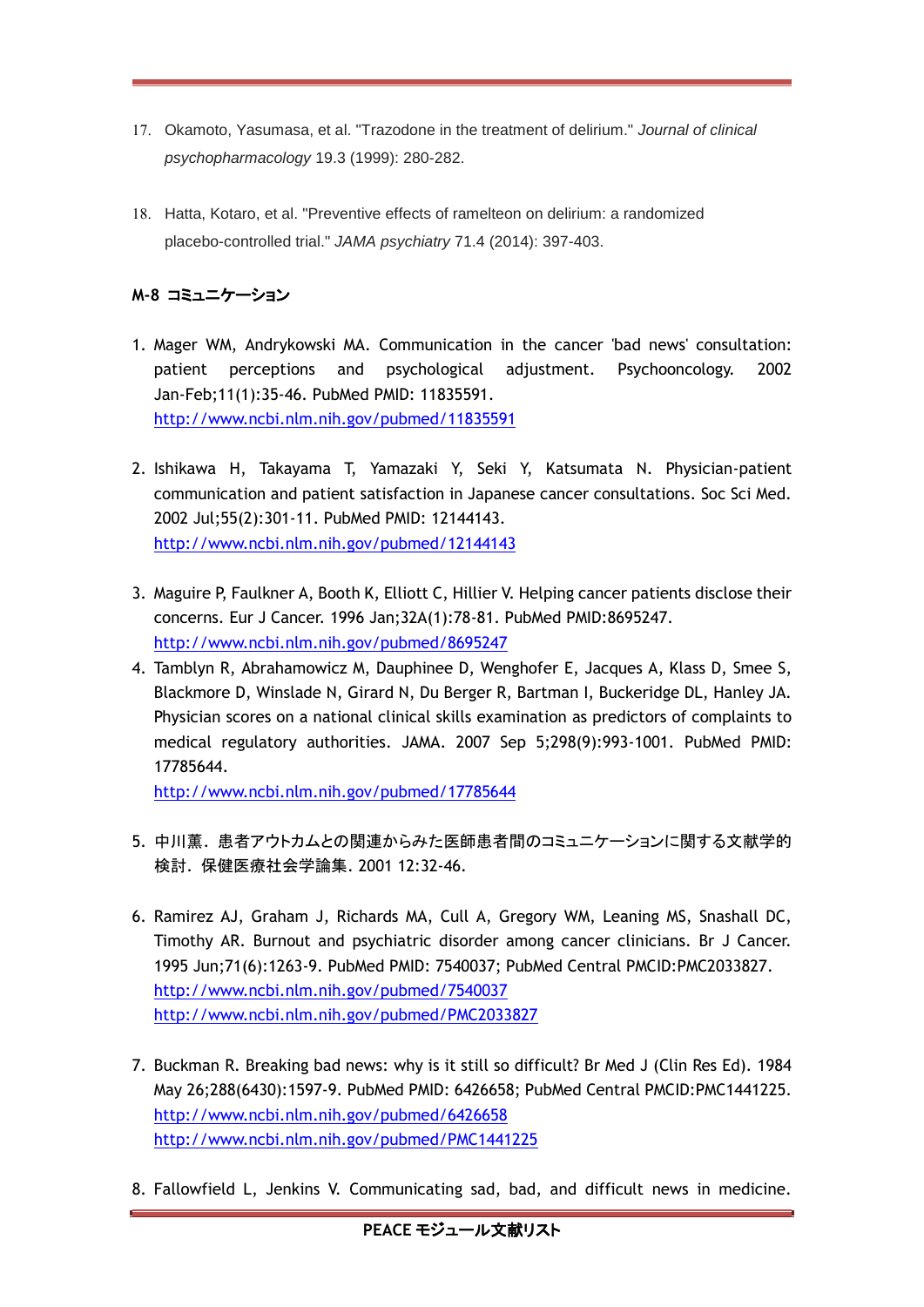17. Okamoto, Yasumasa, et al. "Trazodone in the treatment of delirium." *Journal of clinical psychopharmacology* 19.3 (1999): 280-282.

18. Hatta, Kotaro, et al. "Preventive effects of ramelteon on delirium: a randomized placebo-controlled trial." *JAMA psychiatry* 71.4 (2014): 397-403.

### M-8 コミュニケーション

1. Mager WM, Andrykowski MA. Communication in the cancer 'bad news' consultation: patient perceptions and psychological adjustment. Psychooncology. 2002 Jan-Feb;11(1):35-46. PubMed PMID: 11835591.
   http://www.ncbi.nlm.nih.gov/pubmed/11835591

2. Ishikawa H, Takayama T, Yamazaki Y, Seki Y, Katsumata N. Physician-patient communication and patient satisfaction in Japanese cancer consultations. Soc Sci Med. 2002 Jul;55(2):301-11. PubMed PMID: 12144143.
   http://www.ncbi.nlm.nih.gov/pubmed/12144143

3. Maguire P, Faulkner A, Booth K, Elliott C, Hillier V. Helping cancer patients disclose their concerns. Eur J Cancer. 1996 Jan;32A(1):78-81. PubMed PMID:8695247.
   http://www.ncbi.nlm.nih.gov/pubmed/8695247
4. Tamblyn R, Abrahamowicz M, Dauphinee D, Wenghofer E, Jacques A, Klass D, Smee S, Blackmore D, Winslade N, Girard N, Du Berger R, Bartman I, Buckeridge DL, Hanley JA. Physician scores on a national clinical skills examination as predictors of complaints to medical regulatory authorities. JAMA. 2007 Sep 5;298(9):993-1001. PubMed PMID: 17785644.
   http://www.ncbi.nlm.nih.gov/pubmed/17785644

5. 中川薫．患者アウトカムとの関連からみた医師患者間のコミュニケーションに関する文献学的検討．保健医療社会学論集. 2001 12:32-46.

6. Ramirez AJ, Graham J, Richards MA, Cull A, Gregory WM, Leaning MS, Snashall DC, Timothy AR. Burnout and psychiatric disorder among cancer clinicians. Br J Cancer. 1995 Jun;71(6):1263-9. PubMed PMID: 7540037; PubMed Central PMCID:PMC2033827.
   http://www.ncbi.nlm.nih.gov/pubmed/7540037
   http://www.ncbi.nlm.nih.gov/pubmed/PMC2033827

7. Buckman R. Breaking bad news: why is it still so difficult? Br Med J (Clin Res Ed). 1984 May 26;288(6430):1597-9. PubMed PMID: 6426658; PubMed Central PMCID:PMC1441225.
   http://www.ncbi.nlm.nih.gov/pubmed/6426658
   http://www.ncbi.nlm.nih.gov/pubmed/PMC1441225

8. Fallowfield L, Jenkins V. Communicating sad, bad, and difficult news in medicine.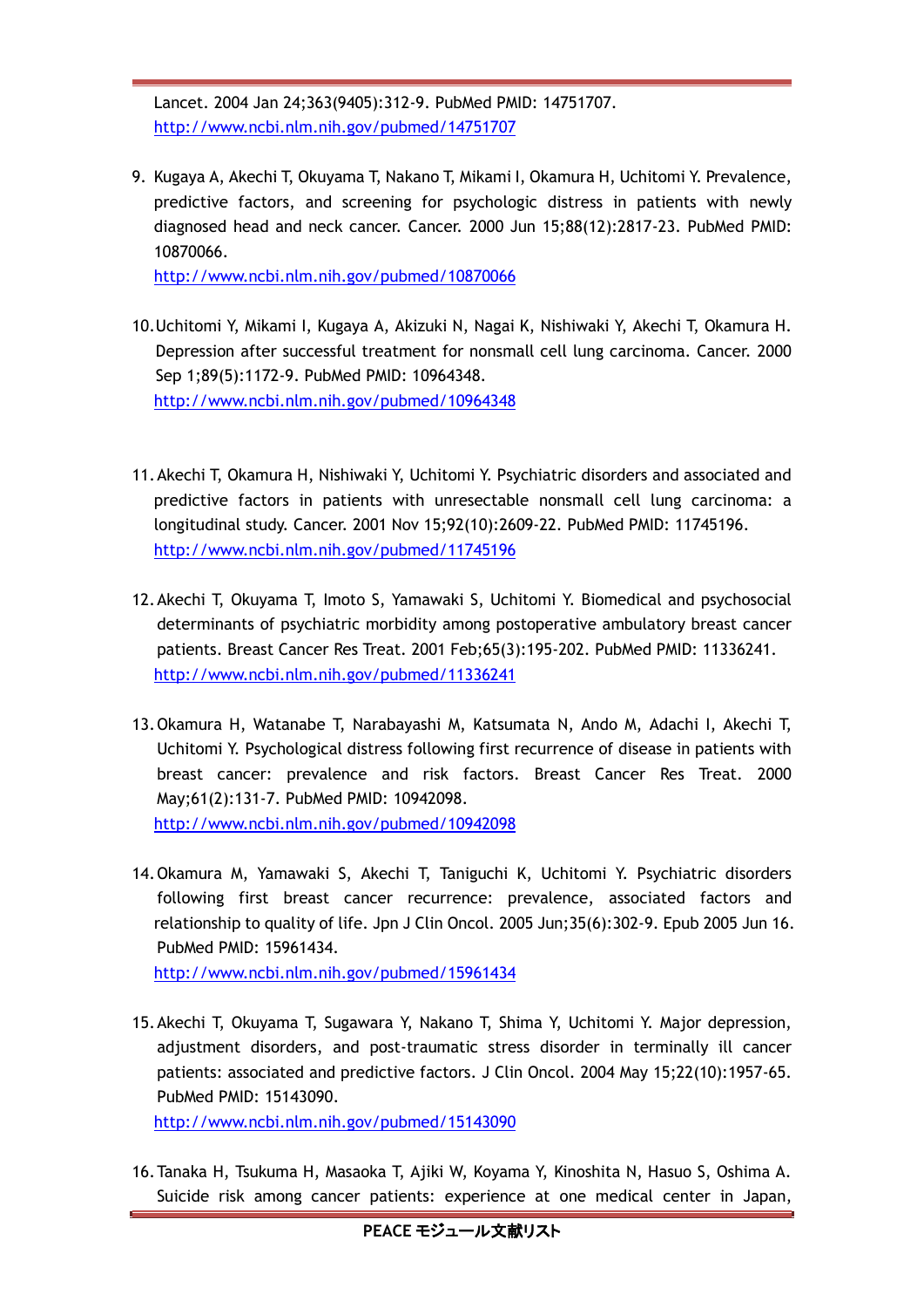Lancet. 2004 Jan 24;363(9405):312-9. PubMed PMID: 14751707.
http://www.ncbi.nlm.nih.gov/pubmed/14751707

9. Kugaya A, Akechi T, Okuyama T, Nakano T, Mikami I, Okamura H, Uchitomi Y. Prevalence, predictive factors, and screening for psychologic distress in patients with newly diagnosed head and neck cancer. Cancer. 2000 Jun 15;88(12):2817-23. PubMed PMID: 10870066.
http://www.ncbi.nlm.nih.gov/pubmed/10870066

10. Uchitomi Y, Mikami I, Kugaya A, Akizuki N, Nagai K, Nishiwaki Y, Akechi T, Okamura H. Depression after successful treatment for nonsmall cell lung carcinoma. Cancer. 2000 Sep 1;89(5):1172-9. PubMed PMID: 10964348.
http://www.ncbi.nlm.nih.gov/pubmed/10964348

11. Akechi T, Okamura H, Nishiwaki Y, Uchitomi Y. Psychiatric disorders and associated and predictive factors in patients with unresectable nonsmall cell lung carcinoma: a longitudinal study. Cancer. 2001 Nov 15;92(10):2609-22. PubMed PMID: 11745196.
http://www.ncbi.nlm.nih.gov/pubmed/11745196

12. Akechi T, Okuyama T, Imoto S, Yamawaki S, Uchitomi Y. Biomedical and psychosocial determinants of psychiatric morbidity among postoperative ambulatory breast cancer patients. Breast Cancer Res Treat. 2001 Feb;65(3):195-202. PubMed PMID: 11336241.
http://www.ncbi.nlm.nih.gov/pubmed/11336241

13. Okamura H, Watanabe T, Narabayashi M, Katsumata N, Ando M, Adachi I, Akechi T, Uchitomi Y. Psychological distress following first recurrence of disease in patients with breast cancer: prevalence and risk factors. Breast Cancer Res Treat. 2000 May;61(2):131-7. PubMed PMID: 10942098.
http://www.ncbi.nlm.nih.gov/pubmed/10942098

14. Okamura M, Yamawaki S, Akechi T, Taniguchi K, Uchitomi Y. Psychiatric disorders following first breast cancer recurrence: prevalence, associated factors and relationship to quality of life. Jpn J Clin Oncol. 2005 Jun;35(6):302-9. Epub 2005 Jun 16. PubMed PMID: 15961434.
http://www.ncbi.nlm.nih.gov/pubmed/15961434

15. Akechi T, Okuyama T, Sugawara Y, Nakano T, Shima Y, Uchitomi Y. Major depression, adjustment disorders, and post-traumatic stress disorder in terminally ill cancer patients: associated and predictive factors. J Clin Oncol. 2004 May 15;22(10):1957-65. PubMed PMID: 15143090.
http://www.ncbi.nlm.nih.gov/pubmed/15143090

16. Tanaka H, Tsukuma H, Masaoka T, Ajiki W, Koyama Y, Kinoshita N, Hasuo S, Oshima A. Suicide risk among cancer patients: experience at one medical center in Japan,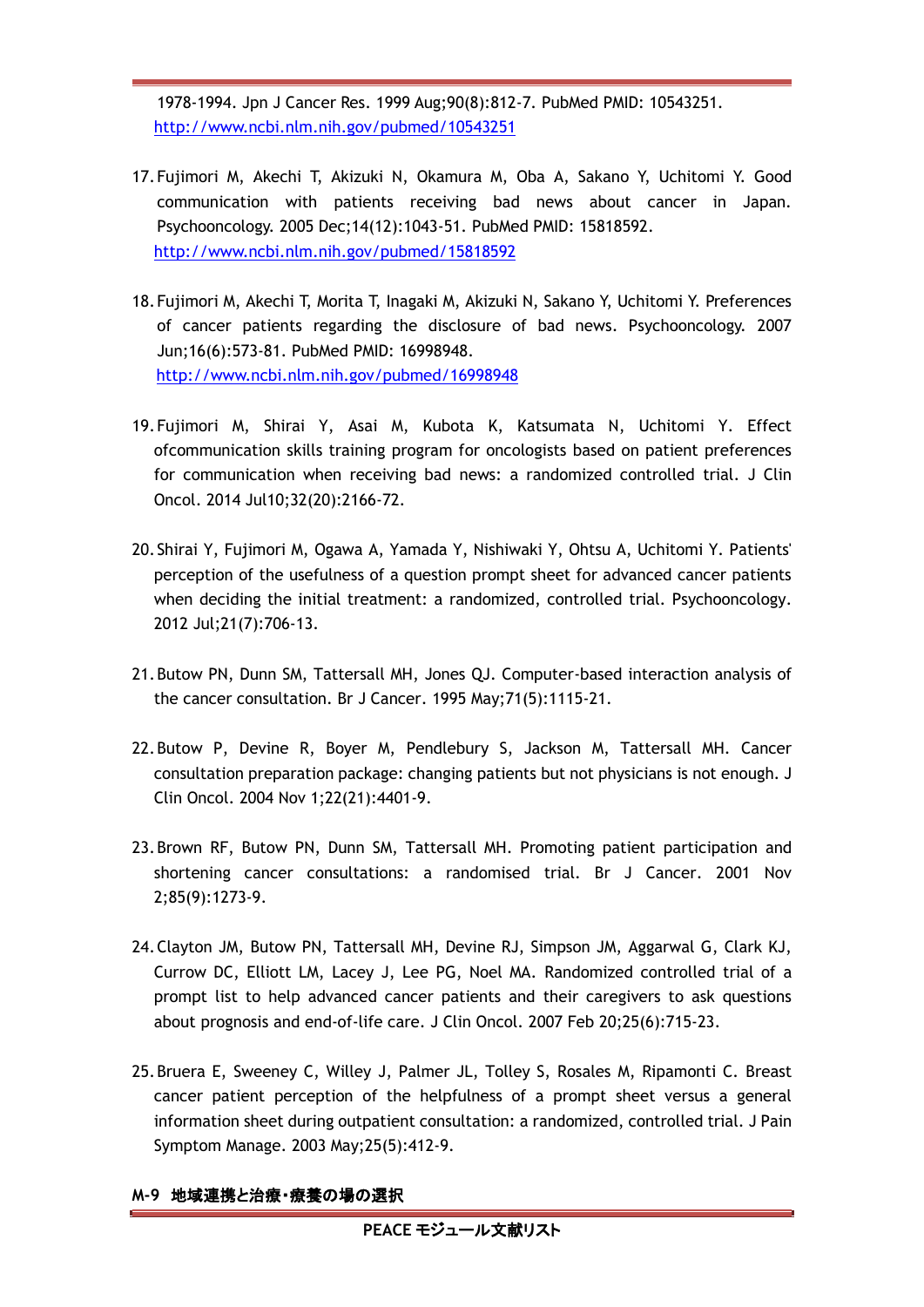1978-1994. Jpn J Cancer Res. 1999 Aug;90(8):812-7. PubMed PMID: 10543251.
http://www.ncbi.nlm.nih.gov/pubmed/10543251

17. Fujimori M, Akechi T, Akizuki N, Okamura M, Oba A, Sakano Y, Uchitomi Y. Good communication with patients receiving bad news about cancer in Japan. Psychooncology. 2005 Dec;14(12):1043-51. PubMed PMID: 15818592.
http://www.ncbi.nlm.nih.gov/pubmed/15818592

18. Fujimori M, Akechi T, Morita T, Inagaki M, Akizuki N, Sakano Y, Uchitomi Y. Preferences of cancer patients regarding the disclosure of bad news. Psychooncology. 2007 Jun;16(6):573-81. PubMed PMID: 16998948.
http://www.ncbi.nlm.nih.gov/pubmed/16998948

19. Fujimori M, Shirai Y, Asai M, Kubota K, Katsumata N, Uchitomi Y. Effect ofcommunication skills training program for oncologists based on patient preferences for communication when receiving bad news: a randomized controlled trial. J Clin Oncol. 2014 Jul10;32(20):2166-72.

20. Shirai Y, Fujimori M, Ogawa A, Yamada Y, Nishiwaki Y, Ohtsu A, Uchitomi Y. Patients' perception of the usefulness of a question prompt sheet for advanced cancer patients when deciding the initial treatment: a randomized, controlled trial. Psychooncology. 2012 Jul;21(7):706-13.

21. Butow PN, Dunn SM, Tattersall MH, Jones QJ. Computer-based interaction analysis of the cancer consultation. Br J Cancer. 1995 May;71(5):1115-21.

22. Butow P, Devine R, Boyer M, Pendlebury S, Jackson M, Tattersall MH. Cancer consultation preparation package: changing patients but not physicians is not enough. J Clin Oncol. 2004 Nov 1;22(21):4401-9.

23. Brown RF, Butow PN, Dunn SM, Tattersall MH. Promoting patient participation and shortening cancer consultations: a randomised trial. Br J Cancer. 2001 Nov 2;85(9):1273-9.

24. Clayton JM, Butow PN, Tattersall MH, Devine RJ, Simpson JM, Aggarwal G, Clark KJ, Currow DC, Elliott LM, Lacey J, Lee PG, Noel MA. Randomized controlled trial of a prompt list to help advanced cancer patients and their caregivers to ask questions about prognosis and end-of-life care. J Clin Oncol. 2007 Feb 20;25(6):715-23.

25. Bruera E, Sweeney C, Willey J, Palmer JL, Tolley S, Rosales M, Ripamonti C. Breast cancer patient perception of the helpfulness of a prompt sheet versus a general information sheet during outpatient consultation: a randomized, controlled trial. J Pain Symptom Manage. 2003 May;25(5):412-9.

## M-9 地域連携と治療・療養の場の選択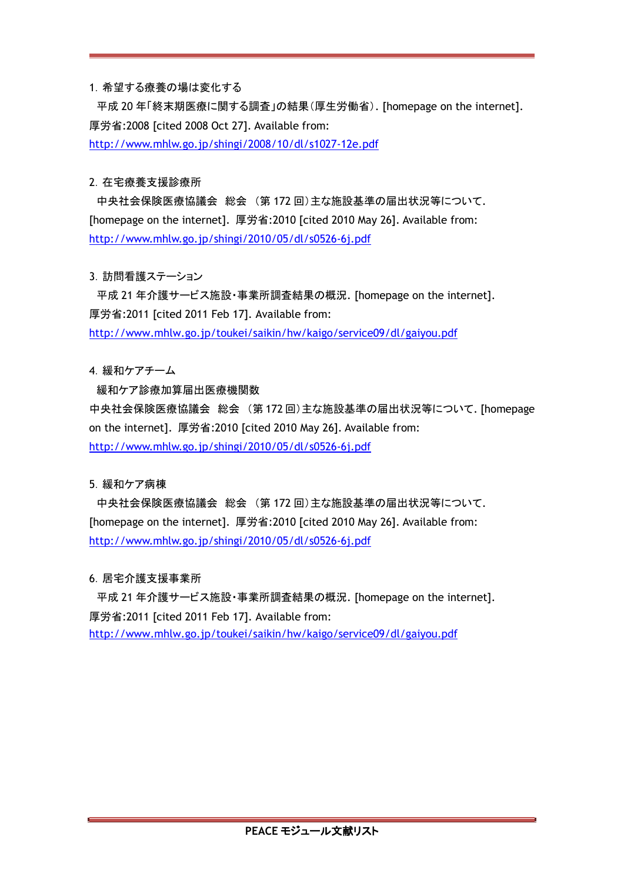1. 希望する療養の場は変化する

　平成 20 年「終末期医療に関する調査」の結果（厚生労働省）. [homepage on the internet]. 厚労省:2008 [cited 2008 Oct 27]. Available from:
http://www.mhlw.go.jp/shingi/2008/10/dl/s1027-12e.pdf

2. 在宅療養支援診療所

　中央社会保険医療協議会　総会　（第 172 回）主な施設基準の届出状況等について. [homepage on the internet]. 厚労省:2010 [cited 2010 May 26]. Available from:
http://www.mhlw.go.jp/shingi/2010/05/dl/s0526-6j.pdf

3. 訪問看護ステーション

　平成 21 年介護サービス施設・事業所調査結果の概況. [homepage on the internet]. 厚労省:2011 [cited 2011 Feb 17]. Available from:
http://www.mhlw.go.jp/toukei/saikin/hw/kaigo/service09/dl/gaiyou.pdf

4. 緩和ケアチーム

　緩和ケア診療加算届出医療機関数

中央社会保険医療協議会　総会　（第 172 回）主な施設基準の届出状況等について. [homepage on the internet]. 厚労省:2010 [cited 2010 May 26]. Available from:
http://www.mhlw.go.jp/shingi/2010/05/dl/s0526-6j.pdf

5. 緩和ケア病棟

　中央社会保険医療協議会　総会　（第 172 回）主な施設基準の届出状況等について. [homepage on the internet]. 厚労省:2010 [cited 2010 May 26]. Available from:
http://www.mhlw.go.jp/shingi/2010/05/dl/s0526-6j.pdf

6. 居宅介護支援事業所

　平成 21 年介護サービス施設・事業所調査結果の概況. [homepage on the internet]. 厚労省:2011 [cited 2011 Feb 17]. Available from:
http://www.mhlw.go.jp/toukei/saikin/hw/kaigo/service09/dl/gaiyou.pdf